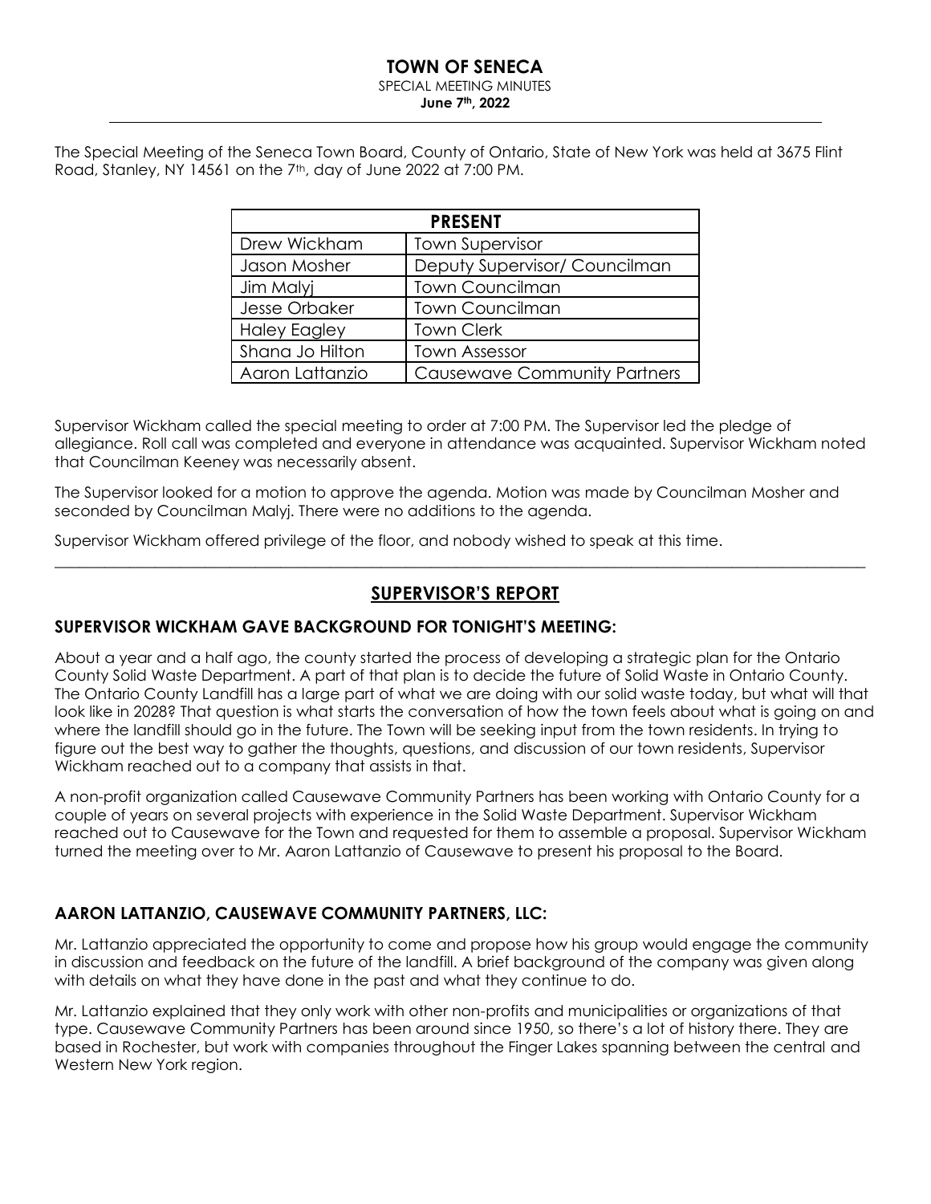# TOWN OF SENECA

SPECIAL MEETING MINUTES

**June 7th, 2022**

---

The Special Meeting of the Seneca Town Board, County of Ontario, State of New York was held at 3675 Flint Road, Stanley, NY 14561 on the 7th, day of June 2022 at 7:00 PM.

| PRESENT | |
|---|---|
| Drew Wickham | Town Supervisor |
| Jason Mosher | Deputy Supervisor/ Councilman |
| Jim Malyj | Town Councilman |
| Jesse Orbaker | Town Councilman |
| Haley Eagley | Town Clerk |
| Shana Jo Hilton | Town Assessor |
| Aaron Lattanzio | Causewave Community Partners |

Supervisor Wickham called the special meeting to order at 7:00 PM. The Supervisor led the pledge of allegiance. Roll call was completed and everyone in attendance was acquainted. Supervisor Wickham noted that Councilman Keeney was necessarily absent.

The Supervisor looked for a motion to approve the agenda. Motion was made by Councilman Mosher and seconded by Councilman Malyj. There were no additions to the agenda.

Supervisor Wickham offered privilege of the floor, and nobody wished to speak at this time.

---

## SUPERVISOR'S REPORT

### SUPERVISOR WICKHAM GAVE BACKGROUND FOR TONIGHT'S MEETING:

About a year and a half ago, the county started the process of developing a strategic plan for the Ontario County Solid Waste Department. A part of that plan is to decide the future of Solid Waste in Ontario County. The Ontario County Landfill has a large part of what we are doing with our solid waste today, but what will that look like in 2028? That question is what starts the conversation of how the town feels about what is going on and where the landfill should go in the future. The Town will be seeking input from the town residents. In trying to figure out the best way to gather the thoughts, questions, and discussion of our town residents, Supervisor Wickham reached out to a company that assists in that.

A non-profit organization called Causewave Community Partners has been working with Ontario County for a couple of years on several projects with experience in the Solid Waste Department. Supervisor Wickham reached out to Causewave for the Town and requested for them to assemble a proposal. Supervisor Wickham turned the meeting over to Mr. Aaron Lattanzio of Causewave to present his proposal to the Board.

### AARON LATTANZIO, CAUSEWAVE COMMUNITY PARTNERS, LLC:

Mr. Lattanzio appreciated the opportunity to come and propose how his group would engage the community in discussion and feedback on the future of the landfill. A brief background of the company was given along with details on what they have done in the past and what they continue to do.

Mr. Lattanzio explained that they only work with other non-profits and municipalities or organizations of that type. Causewave Community Partners has been around since 1950, so there's a lot of history there. They are based in Rochester, but work with companies throughout the Finger Lakes spanning between the central and Western New York region.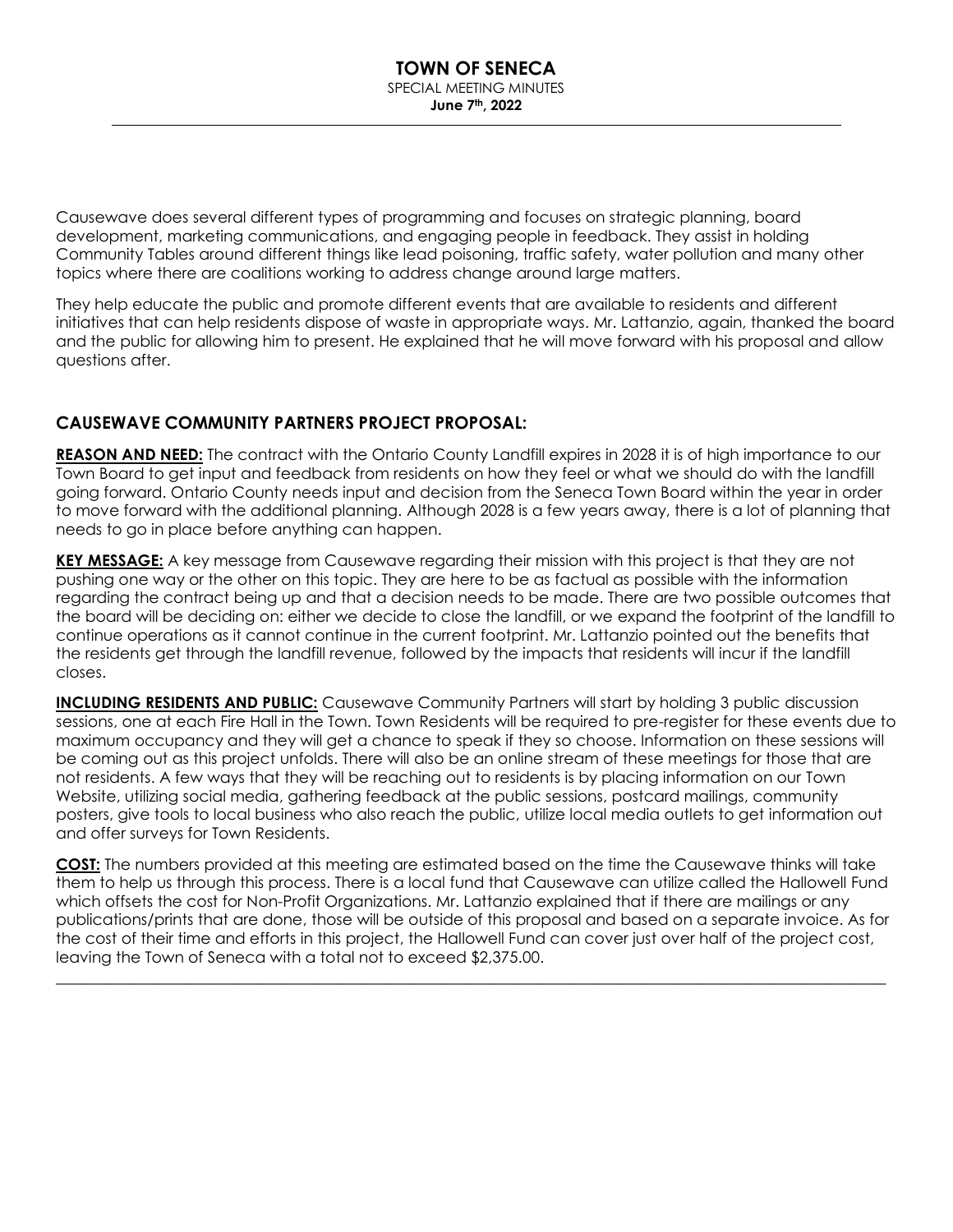Causewave does several different types of programming and focuses on strategic planning, board development, marketing communications, and engaging people in feedback. They assist in holding Community Tables around different things like lead poisoning, traffic safety, water pollution and many other topics where there are coalitions working to address change around large matters.

They help educate the public and promote different events that are available to residents and different initiatives that can help residents dispose of waste in appropriate ways. Mr. Lattanzio, again, thanked the board and the public for allowing him to present. He explained that he will move forward with his proposal and allow questions after.

## CAUSEWAVE COMMUNITY PARTNERS PROJECT PROPOSAL:

**REASON AND NEED:** The contract with the Ontario County Landfill expires in 2028 it is of high importance to our Town Board to get input and feedback from residents on how they feel or what we should do with the landfill going forward. Ontario County needs input and decision from the Seneca Town Board within the year in order to move forward with the additional planning. Although 2028 is a few years away, there is a lot of planning that needs to go in place before anything can happen.

**KEY MESSAGE:** A key message from Causewave regarding their mission with this project is that they are not pushing one way or the other on this topic. They are here to be as factual as possible with the information regarding the contract being up and that a decision needs to be made. There are two possible outcomes that the board will be deciding on: either we decide to close the landfill, or we expand the footprint of the landfill to continue operations as it cannot continue in the current footprint. Mr. Lattanzio pointed out the benefits that the residents get through the landfill revenue, followed by the impacts that residents will incur if the landfill closes.

**INCLUDING RESIDENTS AND PUBLIC:** Causewave Community Partners will start by holding 3 public discussion sessions, one at each Fire Hall in the Town. Town Residents will be required to pre-register for these events due to maximum occupancy and they will get a chance to speak if they so choose. Information on these sessions will be coming out as this project unfolds. There will also be an online stream of these meetings for those that are not residents. A few ways that they will be reaching out to residents is by placing information on our Town Website, utilizing social media, gathering feedback at the public sessions, postcard mailings, community posters, give tools to local business who also reach the public, utilize local media outlets to get information out and offer surveys for Town Residents.

**COST:** The numbers provided at this meeting are estimated based on the time the Causewave thinks will take them to help us through this process. There is a local fund that Causewave can utilize called the Hallowell Fund which offsets the cost for Non-Profit Organizations. Mr. Lattanzio explained that if there are mailings or any publications/prints that are done, those will be outside of this proposal and based on a separate invoice. As for the cost of their time and efforts in this project, the Hallowell Fund can cover just over half of the project cost, leaving the Town of Seneca with a total not to exceed $2,375.00.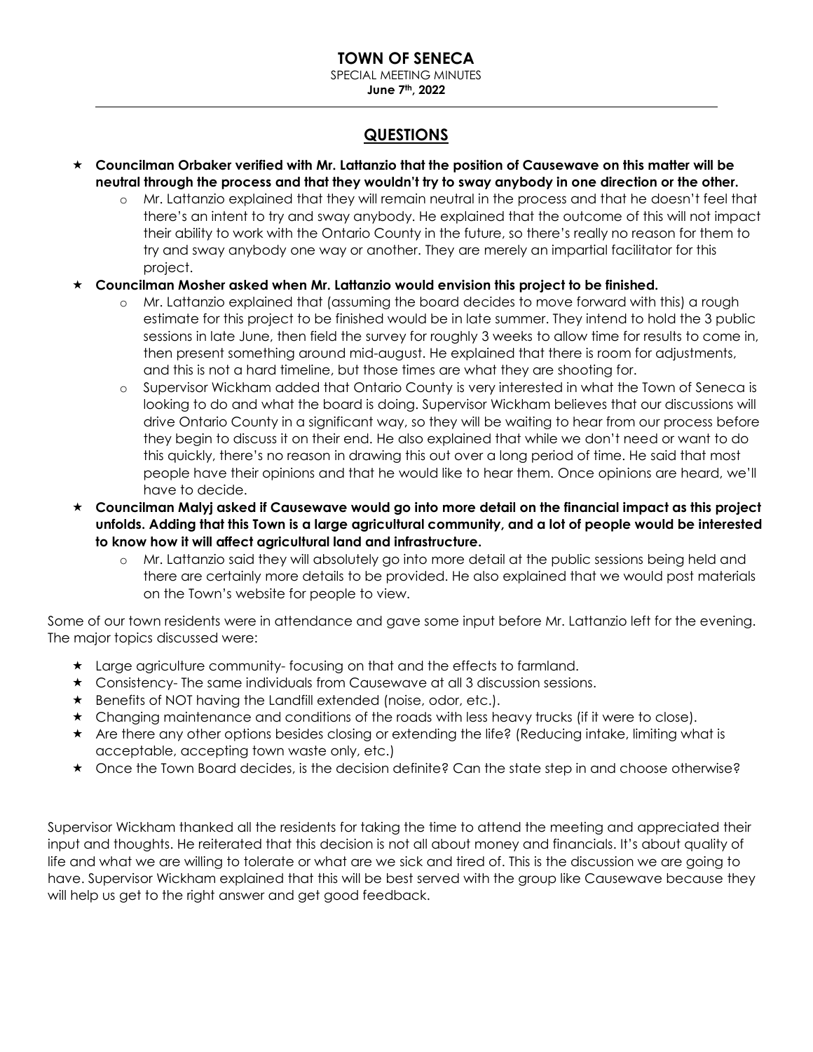## QUESTIONS

- **Councilman Orbaker verified with Mr. Lattanzio that the position of Causewave on this matter will be neutral through the process and that they wouldn't try to sway anybody in one direction or the other.**
  - Mr. Lattanzio explained that they will remain neutral in the process and that he doesn't feel that there's an intent to try and sway anybody. He explained that the outcome of this will not impact their ability to work with the Ontario County in the future, so there's really no reason for them to try and sway anybody one way or another. They are merely an impartial facilitator for this project.
- **Councilman Mosher asked when Mr. Lattanzio would envision this project to be finished.**
  - Mr. Lattanzio explained that (assuming the board decides to move forward with this) a rough estimate for this project to be finished would be in late summer. They intend to hold the 3 public sessions in late June, then field the survey for roughly 3 weeks to allow time for results to come in, then present something around mid-august. He explained that there is room for adjustments, and this is not a hard timeline, but those times are what they are shooting for.
  - Supervisor Wickham added that Ontario County is very interested in what the Town of Seneca is looking to do and what the board is doing. Supervisor Wickham believes that our discussions will drive Ontario County in a significant way, so they will be waiting to hear from our process before they begin to discuss it on their end. He also explained that while we don't need or want to do this quickly, there's no reason in drawing this out over a long period of time. He said that most people have their opinions and that he would like to hear them. Once opinions are heard, we'll have to decide.
- **Councilman Malyj asked if Causewave would go into more detail on the financial impact as this project unfolds. Adding that this Town is a large agricultural community, and a lot of people would be interested to know how it will affect agricultural land and infrastructure.**
  - Mr. Lattanzio said they will absolutely go into more detail at the public sessions being held and there are certainly more details to be provided. He also explained that we would post materials on the Town's website for people to view.

Some of our town residents were in attendance and gave some input before Mr. Lattanzio left for the evening. The major topics discussed were:

- Large agriculture community- focusing on that and the effects to farmland.
- Consistency- The same individuals from Causewave at all 3 discussion sessions.
- Benefits of NOT having the Landfill extended (noise, odor, etc.).
- Changing maintenance and conditions of the roads with less heavy trucks (if it were to close).
- Are there any other options besides closing or extending the life? (Reducing intake, limiting what is acceptable, accepting town waste only, etc.)
- Once the Town Board decides, is the decision definite? Can the state step in and choose otherwise?

Supervisor Wickham thanked all the residents for taking the time to attend the meeting and appreciated their input and thoughts. He reiterated that this decision is not all about money and financials. It's about quality of life and what we are willing to tolerate or what are we sick and tired of. This is the discussion we are going to have. Supervisor Wickham explained that this will be best served with the group like Causewave because they will help us get to the right answer and get good feedback.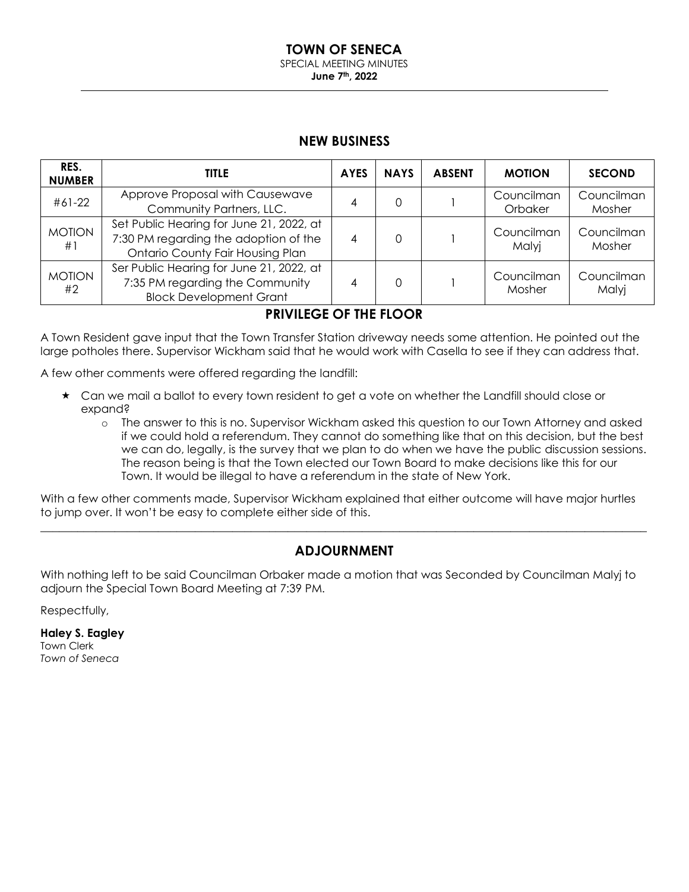# TOWN OF SENECA

SPECIAL MEETING MINUTES

**June 7th, 2022**

## NEW BUSINESS

| RES. NUMBER | TITLE | AYES | NAYS | ABSENT | MOTION | SECOND |
|---|---|---|---|---|---|---|
| #61-22 | Approve Proposal with Causewave Community Partners, LLC. | 4 | 0 | 1 | Councilman Orbaker | Councilman Mosher |
| MOTION #1 | Set Public Hearing for June 21, 2022, at 7:30 PM regarding the adoption of the Ontario County Fair Housing Plan | 4 | 0 | 1 | Councilman Malyj | Councilman Mosher |
| MOTION #2 | Ser Public Hearing for June 21, 2022, at 7:35 PM regarding the Community Block Development Grant | 4 | 0 | 1 | Councilman Mosher | Councilman Malyj |

## PRIVILEGE OF THE FLOOR

A Town Resident gave input that the Town Transfer Station driveway needs some attention. He pointed out the large potholes there. Supervisor Wickham said that he would work with Casella to see if they can address that.

A few other comments were offered regarding the landfill:

- Can we mail a ballot to every town resident to get a vote on whether the Landfill should close or expand?
  - The answer to this is no. Supervisor Wickham asked this question to our Town Attorney and asked if we could hold a referendum. They cannot do something like that on this decision, but the best we can do, legally, is the survey that we plan to do when we have the public discussion sessions. The reason being is that the Town elected our Town Board to make decisions like this for our Town. It would be illegal to have a referendum in the state of New York.

With a few other comments made, Supervisor Wickham explained that either outcome will have major hurtles to jump over. It won't be easy to complete either side of this.

---

## ADJOURNMENT

With nothing left to be said Councilman Orbaker made a motion that was Seconded by Councilman Malyj to adjourn the Special Town Board Meeting at 7:39 PM.

Respectfully,

**Haley S. Eagley**
Town Clerk
*Town of Seneca*